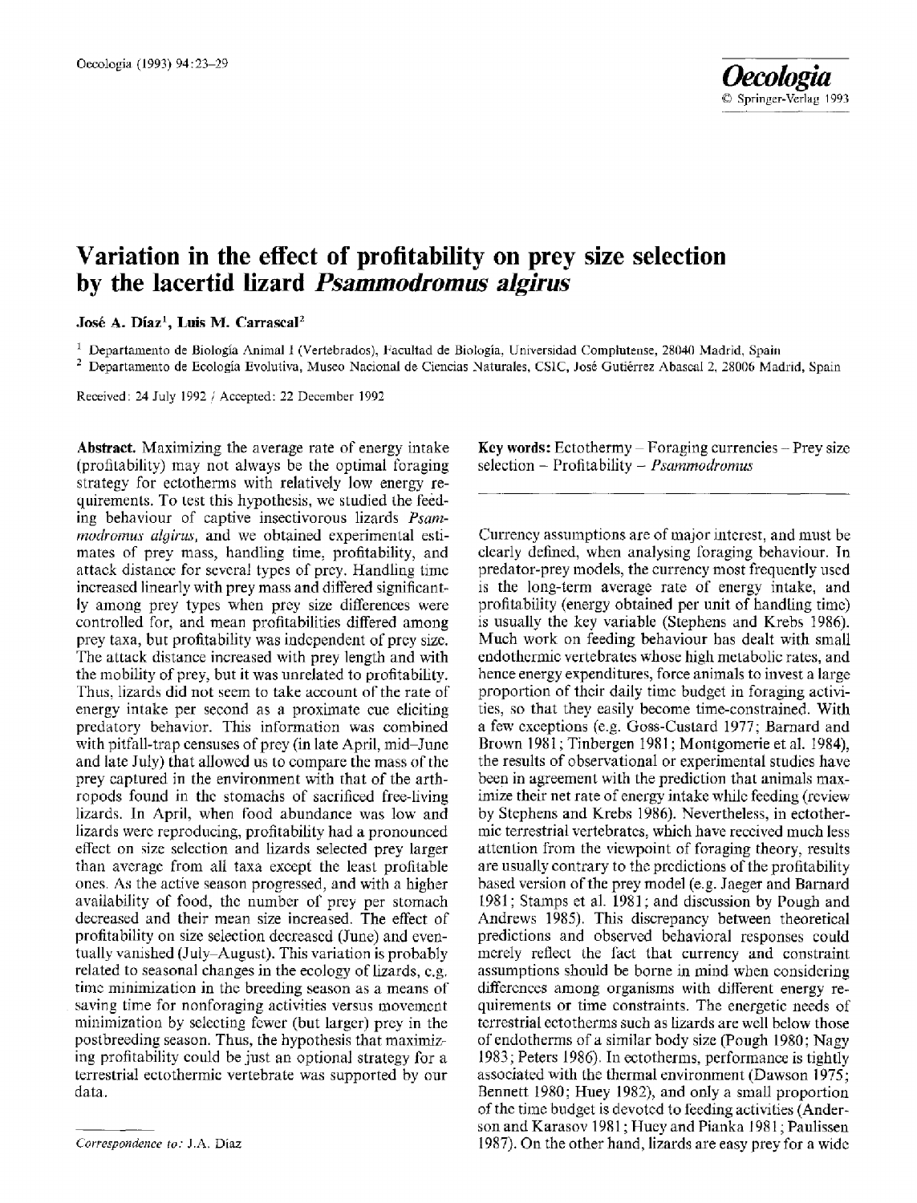# Variation in the effect of profitability on prey size selection by the lacertid lizard *Psammodromus algirus*

**José A. Díaz**[1], **Luis M. Carrascal**[2]

[1] Departamento de Biología Animal I (Vertebrados), Facultad de Biología, Universidad Complutense, 28040 Madrid, Spain

[2] Departamento de Ecología Evolutiva, Museo Nacional de Ciencias Naturales, CSIC, José Gutiérrez Abascal 2, 28006 Madrid, Spain

Received: 24 July 1992 / Accepted: 22 December 1992

**Abstract.** Maximizing the average rate of energy intake (profitability) may not always be the optimal foraging strategy for ectotherms with relatively low energy requirements. To test this hypothesis, we studied the feeding behaviour of captive insectivorous lizards *Psammodromus algirus*, and we obtained experimental estimates of prey mass, handling time, profitability, and attack distance for several types of prey. Handling time increased linearly with prey mass and differed significantly among prey types when prey size differences were controlled for, and mean profitabilities differed among prey taxa, but profitability was independent of prey size. The attack distance increased with prey length and with the mobility of prey, but it was unrelated to profitability. Thus, lizards did not seem to take account of the rate of energy intake per second as a proximate cue eliciting predatory behavior. This information was combined with pitfall-trap censuses of prey (in late April, mid-June and late July) that allowed us to compare the mass of the prey captured in the environment with that of the arthropods found in the stomachs of sacrificed free-living lizards. In April, when food abundance was low and lizards were reproducing, profitability had a pronounced effect on size selection and lizards selected prey larger than average from all taxa except the least profitable ones. As the active season progressed, and with a higher availability of food, the number of prey per stomach decreased and their mean size increased. The effect of profitability on size selection decreased (June) and eventually vanished (July–August). This variation is probably related to seasonal changes in the ecology of lizards, e.g. time minimization in the breeding season as a means of saving time for nonforaging activities versus movement minimization by selecting fewer (but larger) prey in the postbreeding season. Thus, the hypothesis that maximizing profitability could be just an optional strategy for a terrestrial ectothermic vertebrate was supported by our data.

**Key words:** Ectothermy – Foraging currencies – Prey size selection – Profitability – *Psammodromus*

*Correspondence to:* J.A. Díaz

Currency assumptions are of major interest, and must be clearly defined, when analysing foraging behaviour. In predator-prey models, the currency most frequently used is the long-term average rate of energy intake, and profitability (energy obtained per unit of handling time) is usually the key variable (Stephens and Krebs 1986). Much work on feeding behaviour has dealt with small endothermic vertebrates whose high metabolic rates, and hence energy expenditures, force animals to invest a large proportion of their daily time budget in foraging activities, so that they easily become time-constrained. With a few exceptions (e.g. Goss-Custard 1977; Barnard and Brown 1981; Tinbergen 1981; Montgomerie et al. 1984), the results of observational or experimental studies have been in agreement with the prediction that animals maximize their net rate of energy intake while feeding (review by Stephens and Krebs 1986). Nevertheless, in ectothermic terrestrial vertebrates, which have received much less attention from the viewpoint of foraging theory, results are usually contrary to the predictions of the profitability based version of the prey model (e.g. Jaeger and Barnard 1981; Stamps et al. 1981; and discussion by Pough and Andrews 1985). This discrepancy between theoretical predictions and observed behavioral responses could merely reflect the fact that currency and constraint assumptions should be borne in mind when considering differences among organisms with different energy requirements or time constraints. The energetic needs of terrestrial ectotherms such as lizards are well below those of endotherms of a similar body size (Pough 1980; Nagy 1983; Peters 1986). In ectotherms, performance is tightly associated with the thermal environment (Dawson 1975; Bennett 1980; Huey 1982), and only a small proportion of the time budget is devoted to feeding activities (Anderson and Karasov 1981; Huey and Pianka 1981; Paulissen 1987). On the other hand, lizards are easy prey for a wide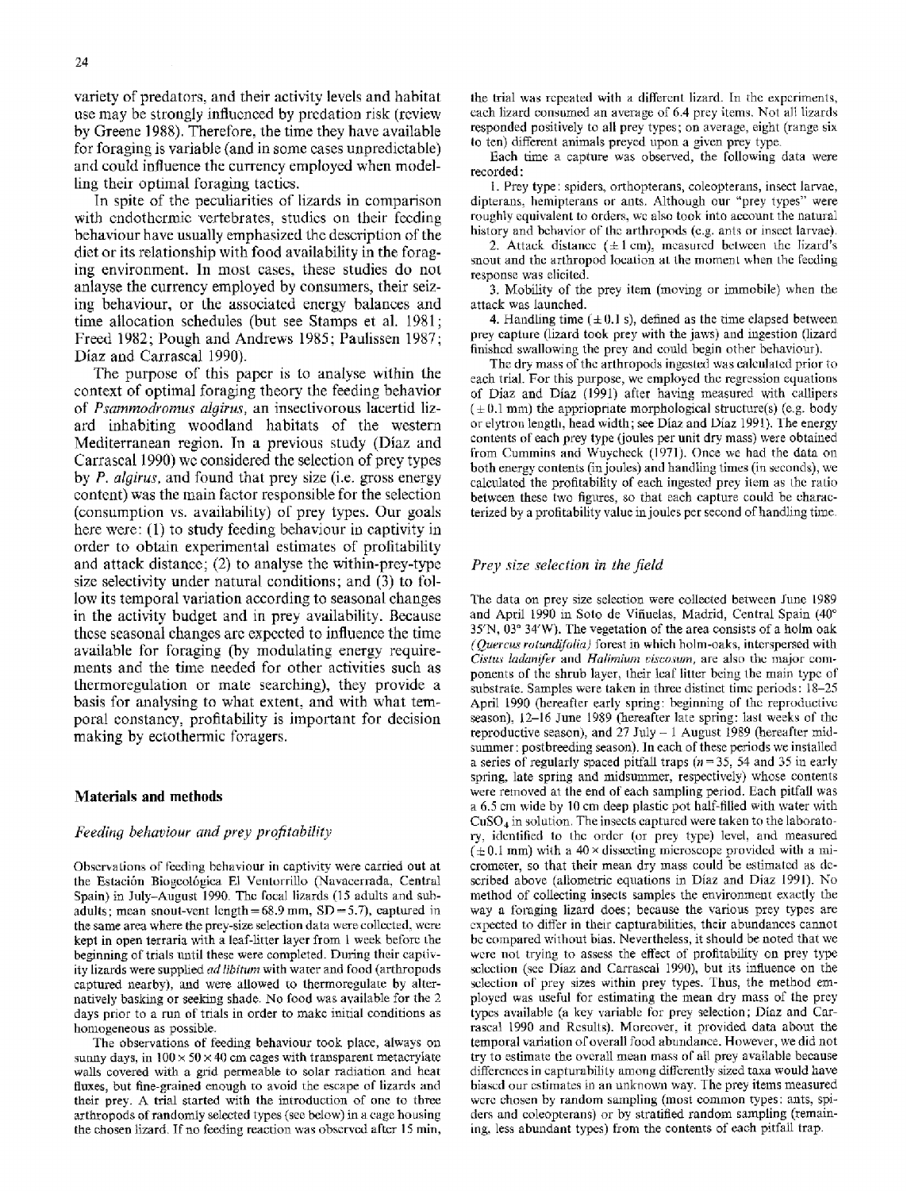variety of predators, and their activity levels and habitat use may be strongly influenced by predation risk (review by Greene 1988). Therefore, the time they have available for foraging is variable (and in some cases unpredictable) and could influence the currency employed when modelling their optimal foraging tactics.

In spite of the peculiarities of lizards in comparison with endothermic vertebrates, studies on their feeding behaviour have usually emphasized the description of the diet or its relationship with food availability in the foraging environment. In most cases, these studies do not anlayse the currency employed by consumers, their seizing behaviour, or the associated energy balances and time allocation schedules (but see Stamps et al. 1981; Freed 1982; Pough and Andrews 1985; Paulissen 1987; Díaz and Carrascal 1990).

The purpose of this paper is to analyse within the context of optimal foraging theory the feeding behavior of *Psammodromus algirus*, an insectivorous lacertid lizard inhabiting woodland habitats of the western Mediterranean region. In a previous study (Díaz and Carrascal 1990) we considered the selection of prey types by *P. algirus*, and found that prey size (i.e. gross energy content) was the main factor responsible for the selection (consumption vs. availability) of prey types. Our goals here were: (1) to study feeding behaviour in captivity in order to obtain experimental estimates of profitability and attack distance; (2) to analyse the within-prey-type size selectivity under natural conditions; and (3) to follow its temporal variation according to seasonal changes in the activity budget and in prey availability. Because these seasonal changes are expected to influence the time available for foraging (by modulating energy requirements and the time needed for other activities such as thermoregulation or mate searching), they provide a basis for analysing to what extent, and with what temporal constancy, profitability is important for decision making by ectothermic foragers.

## Materials and methods

### *Feeding behaviour and prey profitability*

Observations of feeding behaviour in captivity were carried out at the Estación Biogeológica El Ventorrillo (Navacerrada, Central Spain) in July-August 1990. The focal lizards (15 adults and subadults; mean snout-vent length = 68.9 mm, SD = 5.7), captured in the same area where the prey-size selection data were collected, were kept in open terraria with a leaf-litter layer from 1 week before the beginning of trials until these were completed. During their captivity lizards were supplied *ad libitum* with water and food (arthropods captured nearby), and were allowed to thermoregulate by alternatively basking or seeking shade. No food was available for the 2 days prior to a run of trials in order to make initial conditions as homogeneous as possible.

The observations of feeding behaviour took place, always on sunny days, in 100 × 50 × 40 cm cages with transparent metacrylate walls covered with a grid permeable to solar radiation and heat fluxes, but fine-grained enough to avoid the escape of lizards and their prey. A trial started with the introduction of one to three arthropods of randomly selected types (see below) in a cage housing the chosen lizard. If no feeding reaction was observed after 15 min, the trial was repeated with a different lizard. In the experiments, each lizard consumed an average of 6.4 prey items. Not all lizards responded positively to all prey types; on average, eight (range six to ten) different animals preyed upon a given prey type.

Each time a capture was observed, the following data were recorded:

1. Prey type: spiders, orthopterans, coleopterans, insect larvae, dipterans, hemipterans or ants. Although our "prey types" were roughly equivalent to orders, we also took into account the natural history and behavior of the arthropods (e.g. ants or insect larvae).
2. Attack distance (± 1 cm), measured between the lizard's snout and the arthropod location at the moment when the feeding response was elicited.
3. Mobility of the prey item (moving or immobile) when the attack was launched.
4. Handling time (± 0.1 s), defined as the time elapsed between prey capture (lizard took prey with the jaws) and ingestion (lizard finished swallowing the prey and could begin other behaviour).

The dry mass of the arthropods ingested was calculated prior to each trial. For this purpose, we employed the regression equations of Díaz and Díaz (1991) after having measured with callipers (± 0.1 mm) the appropriate morphological structure(s) (e.g. body or elytron length, head width; see Díaz and Díaz 1991). The energy contents of each prey type (joules per unit dry mass) were obtained from Cummins and Wuycheck (1971). Once we had the data on both energy contents (in joules) and handling times (in seconds), we calculated the profitability of each ingested prey item as the ratio between these two figures, so that each capture could be characterized by a profitability value in joules per second of handling time.

### *Prey size selection in the field*

The data on prey size selection were collected between June 1989 and April 1990 in Soto de Viñuelas, Madrid, Central Spain (40° 35'N, 03° 34'W). The vegetation of the area consists of a holm oak (*Quercus rotundifolia*) forest in which holm-oaks, interspersed with *Cistus ladanifer* and *Halimium viscosum*, are also the major components of the shrub layer, their leaf litter being the main type of substrate. Samples were taken in three distinct time periods: 18–25 April 1990 (hereafter early spring: beginning of the reproductive season), 12–16 June 1989 (hereafter late spring: last weeks of the reproductive season), and 27 July – 1 August 1989 (hereafter midsummer: postbreeding season). In each of these periods we installed a series of regularly spaced pitfall traps ($n = 35$, 54 and 35 in early spring, late spring and midsummer, respectively) whose contents were removed at the end of each sampling period. Each pitfall was a 6.5 cm wide by 10 cm deep plastic pot half-filled with water with $CuSO_4$ in solution. The insects captured were taken to the laboratory, identified to the order (or prey type) level, and measured (± 0.1 mm) with a 40 × dissecting microscope provided with a micrometer, so that their mean dry mass could be estimated as described above (allometric equations in Díaz and Díaz 1991). No method of collecting insects samples the environment exactly the way a foraging lizard does; because the various prey types are expected to differ in their capturabilities, their abundances cannot be compared without bias. Nevertheless, it should be noted that we were not trying to assess the effect of profitability on prey type selection (see Díaz and Carrascal 1990), but its influence on the selection of prey sizes within prey types. Thus, the method employed was useful for estimating the mean dry mass of the prey types available (a key variable for prey selection; Díaz and Carrascal 1990 and Results). Moreover, it provided data about the temporal variation of overall food abundance. However, we did not try to estimate the overall mean mass of all prey available because differences in capturability among differently sized taxa would have biased our estimates in an unknown way. The prey items measured were chosen by random sampling (most common types: ants, spiders and coleopterans) or by stratified random sampling (remaining, less abundant types) from the contents of each pitfall trap.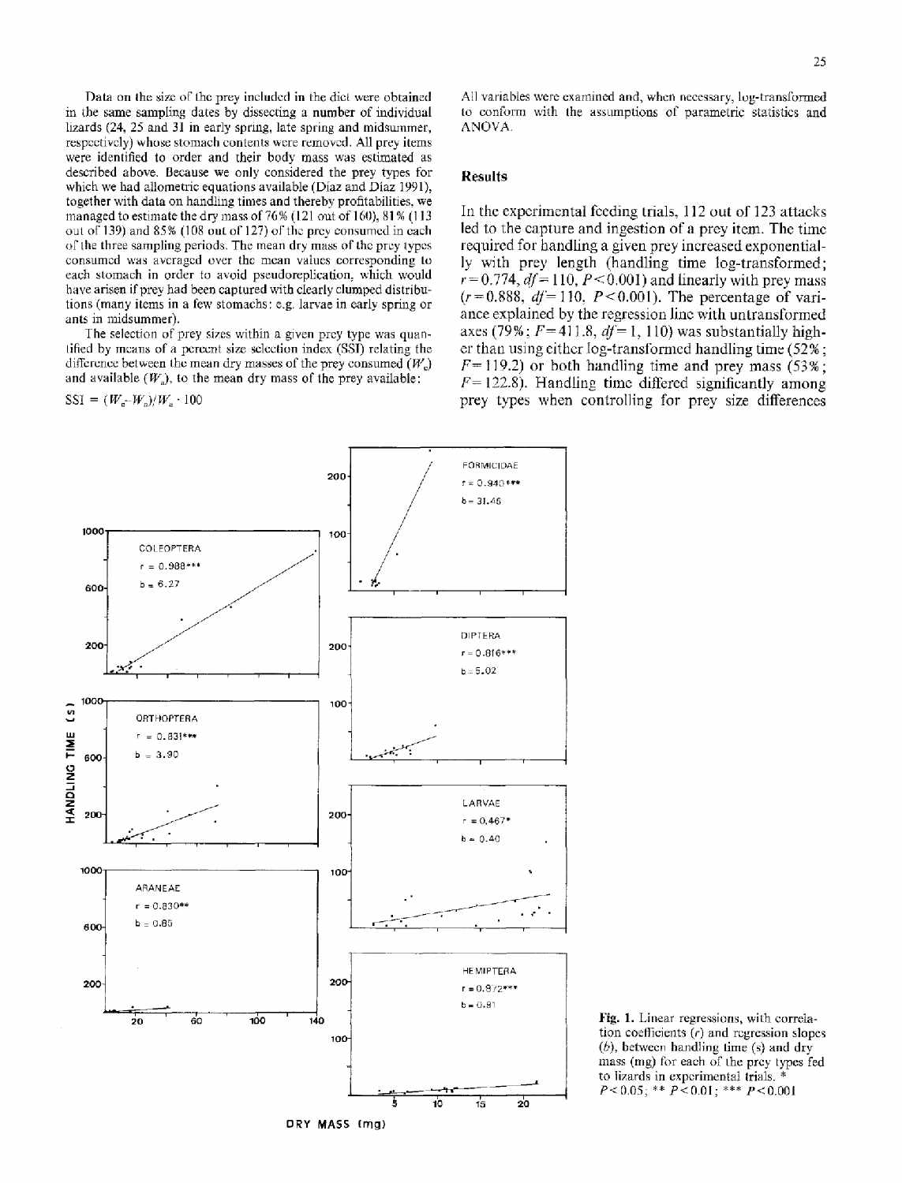Data on the size of the prey included in the diet were obtained in the same sampling dates by dissecting a number of individual lizards (24, 25 and 31 in early spring, late spring and midsummer, respectively) whose stomach contents were removed. All prey items were identified to order and their body mass was estimated as described above. Because we only considered the prey types for which we had allometric equations available (Díaz and Díaz 1991), together with data on handling times and thereby profitabilities, we managed to estimate the dry mass of 76% (121 out of 160), 81% (113 out of 139) and 85% (108 out of 127) of the prey consumed in each of the three sampling periods. The mean dry mass of the prey types consumed was averaged over the mean values corresponding to each stomach in order to avoid pseudoreplication, which would have arisen if prey had been captured with clearly clumped distributions (many items in a few stomachs: e.g. larvae in early spring or ants in midsummer).

The selection of prey sizes within a given prey type was quantified by means of a percent size selection index (SSI) relating the difference between the mean dry masses of the prey consumed ($W_c$) and available ($W_a$), to the mean dry mass of the prey available:

$$SSI = (W_c - W_a)/W_a \cdot 100$$

All variables were examined and, when necessary, log-transformed to conform with the assumptions of parametric statistics and ANOVA.

## Results

In the experimental feeding trials, 112 out of 123 attacks led to the capture and ingestion of a prey item. The time required for handling a given prey increased exponentially with prey length (handling time log-transformed; $r = 0.774$, $df = 110$, $P < 0.001$) and linearly with prey mass ($r = 0.888$, $df = 110$, $P < 0.001$). The percentage of variance explained by the regression line with untransformed axes (79%; $F = 411.8$, $df = 1, 110$) was substantially higher than using either log-transformed handling time (52%; $F = 119.2$) or both handling time and prey mass (53%; $F = 122.8$). Handling time differed significantly among prey types when controlling for prey size differences

**Fig. 1.** Linear regressions, with correlation coefficients ($r$) and regression slopes ($b$), between handling time (s) and dry mass (mg) for each of the prey types fed to lizards in experimental trials. * $P < 0.05$; ** $P < 0.01$; *** $P < 0.001$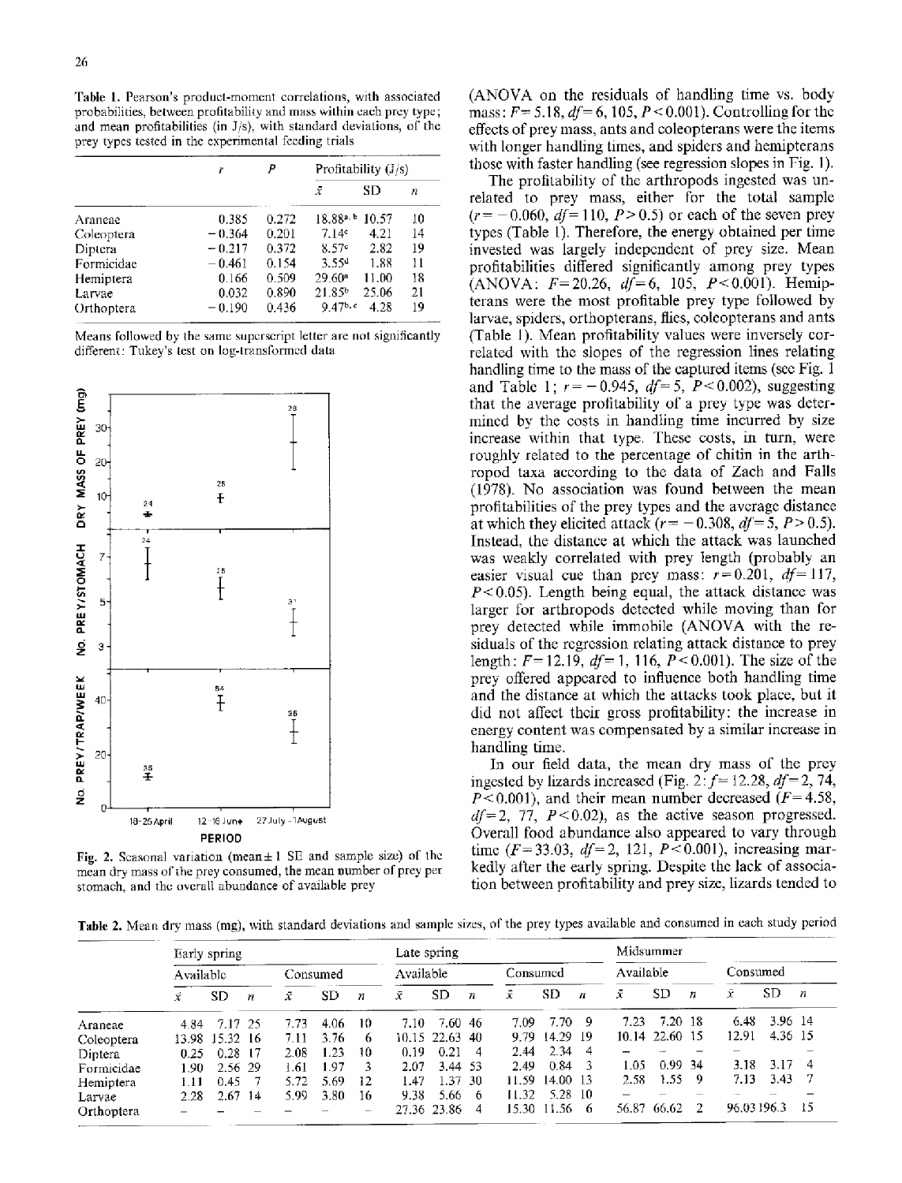**Table 1.** Pearson's product-moment correlations, with associated probabilities, between profitability and mass within each prey type; and mean profitabilities (in J/s), with standard deviations, of the prey types tested in the experimental feeding trials

| | $r$ | $P$ | Profitability (J/s) | | |
|---|---|---|---|---|---|
| | | | $\bar{x}$ | SD | $n$ |
| Araneae | 0.385 | 0.272 | 18.88[a, b] | 10.57 | 10 |
| Coleoptera | −0.364 | 0.201 | 7.14[c] | 4.21 | 14 |
| Diptera | −0.217 | 0.372 | 8.57[c] | 2.82 | 19 |
| Formicidae | −0.461 | 0.154 | 3.55[d] | 1.88 | 11 |
| Hemiptera | 0.166 | 0.509 | 29.60[a] | 11.00 | 18 |
| Larvae | 0.032 | 0.890 | 21.85[b] | 25.06 | 21 |
| Orthoptera | −0.190 | 0.436 | 9.47[b, c] | 4.28 | 19 |

Means followed by the same superscript letter are not significantly different: Tukey's test on log-transformed data

**Fig. 2.** Seasonal variation (mean ± 1 SE and sample size) of the mean dry mass of the prey consumed, the mean number of prey per stomach, and the overall abundance of available prey

(ANOVA on the residuals of handling time vs. body mass: $F = 5.18$, $df = 6, 105$, $P < 0.001$). Controlling for the effects of prey mass, ants and coleopterans were the items with longer handling times, and spiders and hemipterans those with faster handling (see regression slopes in Fig. 1).

The profitability of the arthropods ingested was unrelated to prey mass, either for the total sample ($r = -0.060$, $df = 110$, $P > 0.5$) or each of the seven prey types (Table 1). Therefore, the energy obtained per time invested was largely independent of prey size. Mean profitabilities differed significantly among prey types (ANOVA: $F = 20.26$, $df = 6, 105$, $P < 0.001$). Hemipterans were the most profitable prey type followed by larvae, spiders, orthopterans, flies, coleopterans and ants (Table 1). Mean profitability values were inversely correlated with the slopes of the regression lines relating handling time to the mass of the captured items (see Fig. 1 and Table 1; $r = -0.945$, $df = 5$, $P < 0.002$), suggesting that the average profitability of a prey type was determined by the costs in handling time incurred by size increase within that type. These costs, in turn, were roughly related to the percentage of chitin in the arthropod taxa according to the data of Zach and Falls (1978). No association was found between the mean profitabilities of the prey types and the average distance at which they elicited attack ($r = -0.308$, $df = 5$, $P > 0.5$). Instead, the distance at which the attack was launched was weakly correlated with prey length (probably an easier visual cue than prey mass: $r = 0.201$, $df = 117$, $P < 0.05$). Length being equal, the attack distance was larger for arthropods detected while moving than for prey detected while immobile (ANOVA with the residuals of the regression relating attack distance to prey length: $F = 12.19$, $df = 1, 116$, $P < 0.001$). The size of the prey offered appeared to influence both handling time and the distance at which the attacks took place, but it did not affect their gross profitability: the increase in energy content was compensated by a similar increase in handling time.

In our field data, the mean dry mass of the prey ingested by lizards increased (Fig. 2: $f = 12.28$, $df = 2, 74$, $P < 0.001$), and their mean number decreased ($F = 4.58$, $df = 2, 77$, $P < 0.02$), as the active season progressed. Overall food abundance also appeared to vary through time ($F = 33.03$, $df = 2, 121$, $P < 0.001$), increasing markedly after the early spring. Despite the lack of association between profitability and prey size, lizards tended to

**Table 2.** Mean dry mass (mg), with standard deviations and sample sizes, of the prey types available and consumed in each study period

| | Early spring | | | | | | Late spring | | | | | | Midsummer | | | | | |
|---|---|---|---|---|---|---|---|---|---|---|---|---|---|---|---|---|---|---|
| | Available | | | Consumed | | | Available | | | Consumed | | | Available | | | Consumed | | |
| | $\bar{x}$ | SD | $n$ | $\bar{x}$ | SD | $n$ | $\bar{x}$ | SD | $n$ | $\bar{x}$ | SD | $n$ | $\bar{x}$ | SD | $n$ | $\bar{x}$ | SD | $n$ |
| Araneae | 4.84 | 7.17 | 25 | 7.73 | 4.06 | 10 | 7.10 | 7.60 | 46 | 7.09 | 7.70 | 9 | 7.23 | 7.20 | 18 | 6.48 | 3.96 | 14 |
| Coleoptera | 13.98 | 15.32 | 16 | 7.11 | 3.76 | 6 | 10.15 | 22.63 | 40 | 9.79 | 14.29 | 19 | 10.14 | 22.60 | 15 | 12.91 | 4.36 | 15 |
| Diptera | 0.25 | 0.28 | 17 | 2.08 | 1.23 | 10 | 0.19 | 0.21 | 4 | 2.44 | 2.34 | 4 | – | – | – | – | – | – |
| Formicidae | 1.90 | 2.56 | 29 | 1.61 | 1.97 | 3 | 2.07 | 3.44 | 53 | 2.49 | 0.84 | 3 | 1.05 | 0.99 | 34 | 3.18 | 3.17 | 4 |
| Hemiptera | 1.11 | 0.45 | 7 | 5.72 | 5.69 | 12 | 1.47 | 1.37 | 30 | 11.59 | 14.00 | 13 | 2.58 | 1.55 | 9 | 7.13 | 3.43 | 7 |
| Larvae | 2.28 | 2.67 | 14 | 5.99 | 3.80 | 16 | 9.38 | 5.66 | 6 | 11.32 | 5.28 | 10 | – | – | – | – | – | – |
| Orthoptera | – | – | – | – | – | – | 27.36 | 23.86 | 4 | 15.30 | 11.56 | 6 | 56.87 | 66.62 | 2 | 96.03 | 196.3 | 15 |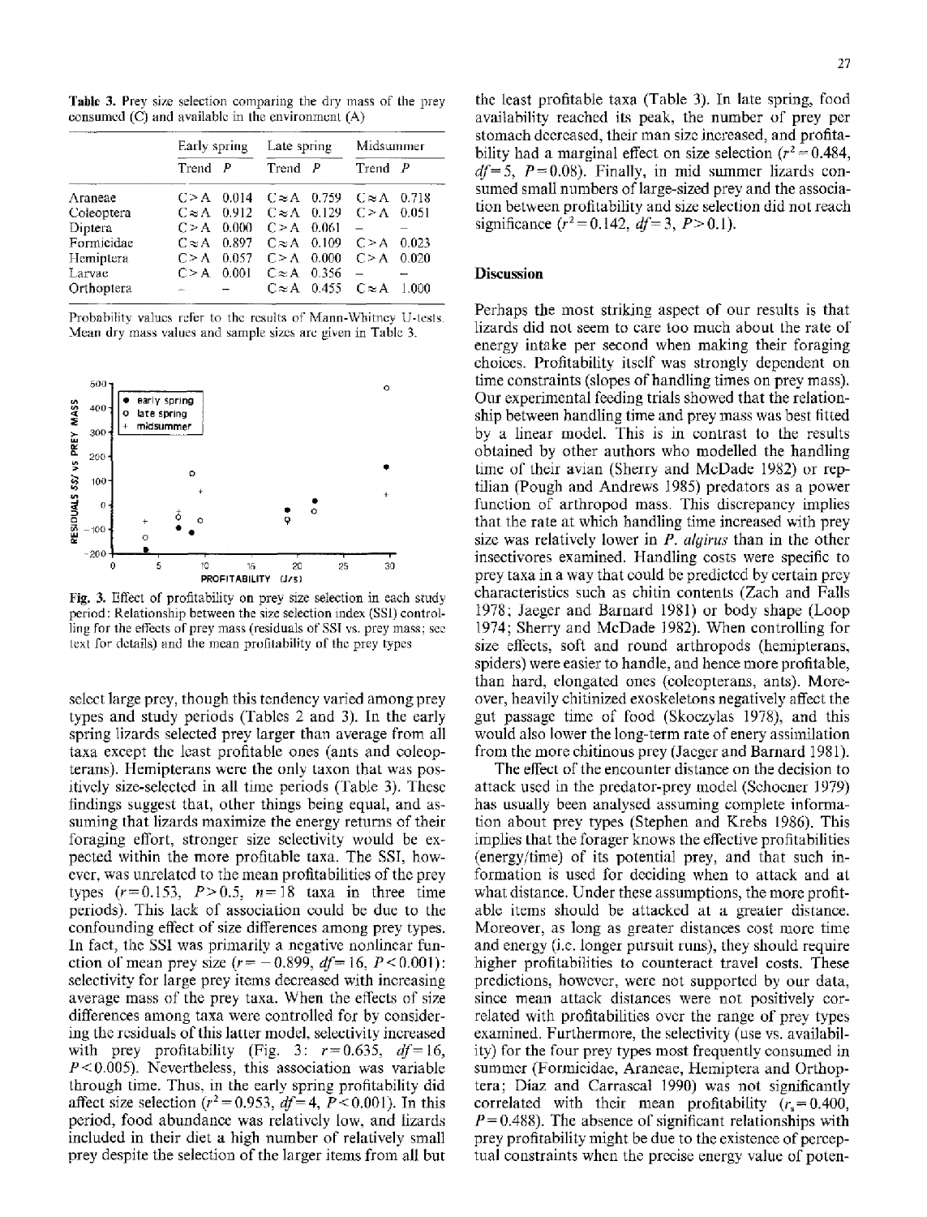**Table 3.** Prey size selection comparing the dry mass of the prey consumed (C) and available in the environment (A)

| | Early spring | | Late spring | | Midsummer | |
|---|---|---|---|---|---|---|
| | Trend | *P* | Trend | *P* | Trend | *P* |
| Araneae | C > A | 0.014 | C ≈ A | 0.759 | C ≈ A | 0.718 |
| Coleoptera | C ≈ A | 0.912 | C ≈ A | 0.129 | C > A | 0.051 |
| Diptera | C > A | 0.000 | C > A | 0.061 | – | – |
| Formicidae | C ≈ A | 0.897 | C ≈ A | 0.109 | C > A | 0.023 |
| Hemiptera | C > A | 0.057 | C > A | 0.000 | C > A | 0.020 |
| Larvae | C > A | 0.001 | C ≈ A | 0.356 | – | – |
| Orthoptera | – | – | C ≈ A | 0.455 | C ≈ A | 1.000 |

Probability values refer to the results of Mann-Whitney U-tests. Mean dry mass values and sample sizes are given in Table 3.

**Fig. 3.** Effect of profitability on prey size selection in each study period: Relationship between the size selection index (SSI) controlling for the effects of prey mass (residuals of SSI vs. prey mass; see text for details) and the mean profitability of the prey types

select large prey, though this tendency varied among prey types and study periods (Tables 2 and 3). In the early spring lizards selected prey larger than average from all taxa except the least profitable ones (ants and coleopterans). Hemipterans were the only taxon that was positively size-selected in all time periods (Table 3). These findings suggest that, other things being equal, and assuming that lizards maximize the energy returns of their foraging effort, stronger size selectivity would be expected within the more profitable taxa. The SSI, however, was unrelated to the mean profitabilities of the prey types ($r = 0.153$, $P > 0.5$, $n = 18$ taxa in three time periods). This lack of association could be due to the confounding effect of size differences among prey types. In fact, the SSI was primarily a negative nonlinear function of mean prey size ($r = -0.899$, $df = 16$, $P < 0.001$): selectivity for large prey items decreased with increasing average mass of the prey taxa. When the effects of size differences among taxa were controlled for by considering the residuals of this latter model, selectivity increased with prey profitability (Fig. 3: $r = 0.635$, $df = 16$, $P < 0.005$). Nevertheless, this association was variable through time. Thus, in the early spring profitability did affect size selection ($r^2 = 0.953$, $df = 4$, $P < 0.001$). In this period, food abundance was relatively low, and lizards included in their diet a high number of relatively small prey despite the selection of the larger items from all but the least profitable taxa (Table 3). In late spring, food availability reached its peak, the number of prey per stomach decreased, their man size increased, and profitability had a marginal effect on size selection ($r^2 = 0.484$, $df = 5$, $P = 0.08$). Finally, in mid summer lizards consumed small numbers of large-sized prey and the association between profitability and size selection did not reach significance ($r^2 = 0.142$, $df = 3$, $P > 0.1$).

## Discussion

Perhaps the most striking aspect of our results is that lizards did not seem to care too much about the rate of energy intake per second when making their foraging choices. Profitability itself was strongly dependent on time constraints (slopes of handling times on prey mass). Our experimental feeding trials showed that the relationship between handling time and prey mass was best fitted by a linear model. This is in contrast to the results obtained by other authors who modelled the handling time of their avian (Sherry and McDade 1982) or reptilian (Pough and Andrews 1985) predators as a power function of arthropod mass. This discrepancy implies that the rate at which handling time increased with prey size was relatively lower in *P. algirus* than in the other insectivores examined. Handling costs were specific to prey taxa in a way that could be predicted by certain prey characteristics such as chitin contents (Zach and Falls 1978; Jaeger and Barnard 1981) or body shape (Loop 1974; Sherry and McDade 1982). When controlling for size effects, soft and round arthropods (hemipterans, spiders) were easier to handle, and hence more profitable, than hard, elongated ones (coleopterans, ants). Moreover, heavily chitinized exoskeletons negatively affect the gut passage time of food (Skoczylas 1978), and this would also lower the long-term rate of enery assimilation from the more chitinous prey (Jaeger and Barnard 1981).

The effect of the encounter distance on the decision to attack used in the predator-prey model (Schoener 1979) has usually been analysed assuming complete information about prey types (Stephen and Krebs 1986). This implies that the forager knows the effective profitabilities (energy/time) of its potential prey, and that such information is used for deciding when to attack and at what distance. Under these assumptions, the more profitable items should be attacked at a greater distance. Moreover, as long as greater distances cost more time and energy (i.e. longer pursuit runs), they should require higher profitabilities to counteract travel costs. These predictions, however, were not supported by our data, since mean attack distances were not positively correlated with profitabilities over the range of prey types examined. Furthermore, the selectivity (use vs. availability) for the four prey types most frequently consumed in summer (Formicidae, Araneae, Hemiptera and Orthoptera; Díaz and Carrascal 1990) was not significantly correlated with their mean profitability ($r_s = 0.400$, $P = 0.488$). The absence of significant relationships with prey profitability might be due to the existence of perceptual constraints when the precise energy value of poten-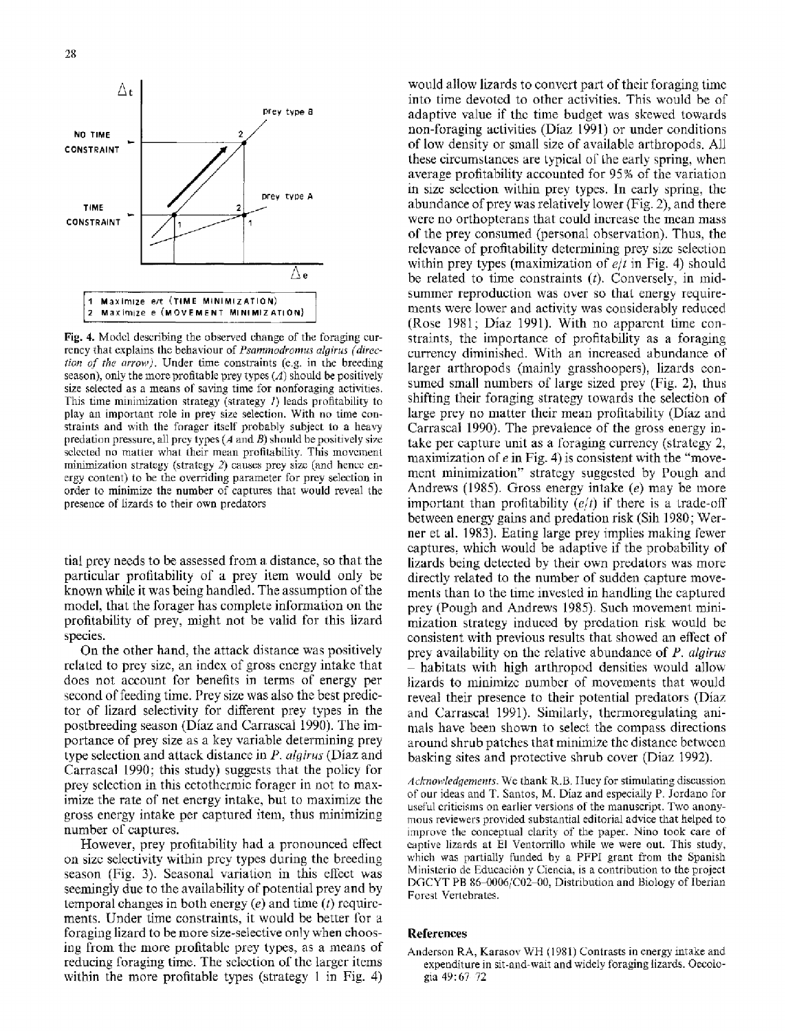Δt

prey type B

NO TIME CONSTRAINT

prey type A

TIME CONSTRAINT

Δe

1 Maximize e/t (TIME MINIMIZATION)
2 Maximize e (MOVEMENT MINIMIZATION)

**Fig. 4.** Model describing the observed change of the foraging currency that explains the behaviour of *Psammodromus algirus (direction of the arrow)*. Under time constraints (e.g. in the breeding season), only the more profitable prey types (*A*) should be positively size selected as a means of saving time for nonforaging activities. This time minimization strategy (strategy *1*) leads profitability to play an important role in prey size selection. With no time constraints and with the forager itself probably subject to a heavy predation pressure, all prey types (*A* and *B*) should be positively size selected no matter what their mean profitability. This movement minimization strategy (strategy *2*) causes prey size (and hence energy content) to be the overriding parameter for prey selection in order to minimize the number of captures that would reveal the presence of lizards to their own predators

tial prey needs to be assessed from a distance, so that the particular profitability of a prey item would only be known while it was being handled. The assumption of the model, that the forager has complete information on the profitability of prey, might not be valid for this lizard species.

On the other hand, the attack distance was positively related to prey size, an index of gross energy intake that does not account for benefits in terms of energy per second of feeding time. Prey size was also the best predictor of lizard selectivity for different prey types in the postbreeding season (Díaz and Carrascal 1990). The importance of prey size as a key variable determining prey type selection and attack distance in *P. algirus* (Díaz and Carrascal 1990; this study) suggests that the policy for prey selection in this ectothermic forager in not to maximize the rate of net energy intake, but to maximize the gross energy intake per captured item, thus minimizing number of captures.

However, prey profitability had a pronounced effect on size selectivity within prey types during the breeding season (Fig. 3). Seasonal variation in this effect was seemingly due to the availability of potential prey and by temporal changes in both energy ($e$) and time ($t$) requirements. Under time constraints, it would be better for a foraging lizard to be more size-selective only when choosing from the more profitable prey types, as a means of reducing foraging time. The selection of the larger items within the more profitable types (strategy 1 in Fig. 4) would allow lizards to convert part of their foraging time into time devoted to other activities. This would be of adaptive value if the time budget was skewed towards non-foraging activities (Díaz 1991) or under conditions of low density or small size of available arthropods. All these circumstances are typical of the early spring, when average profitability accounted for 95% of the variation in size selection within prey types. In early spring, the abundance of prey was relatively lower (Fig. 2), and there were no orthopterans that could increase the mean mass of the prey consumed (personal observation). Thus, the relevance of profitability determining prey size selection within prey types (maximization of $e/t$ in Fig. 4) should be related to time constraints ($t$). Conversely, in midsummer reproduction was over so that energy requirements were lower and activity was considerably reduced (Rose 1981; Díaz 1991). With no apparent time constraints, the importance of profitability as a foraging currency diminished. With an increased abundance of larger arthropods (mainly grasshoopers), lizards consumed small numbers of large sized prey (Fig. 2), thus shifting their foraging strategy towards the selection of large prey no matter their mean profitability (Díaz and Carrascal 1990). The prevalence of the gross energy intake per capture unit as a foraging currency (strategy 2, maximization of $e$ in Fig. 4) is consistent with the "movement minimization" strategy suggested by Pough and Andrews (1985). Gross energy intake ($e$) may be more important than profitability ($e/t$) if there is a trade-off between energy gains and predation risk (Sih 1980; Werner et al. 1983). Eating large prey implies making fewer captures, which would be adaptive if the probability of lizards being detected by their own predators was more directly related to the number of sudden capture movements than to the time invested in handling the captured prey (Pough and Andrews 1985). Such movement minimization strategy induced by predation risk would be consistent with previous results that showed an effect of prey availability on the relative abundance of *P. algirus* – habitats with high arthropod densities would allow lizards to minimize number of movements that would reveal their presence to their potential predators (Díaz and Carrascal 1991). Similarly, thermoregulating animals have been shown to select the compass directions around shrub patches that minimize the distance between basking sites and protective shrub cover (Díaz 1992).

*Acknowledgements.* We thank R.B. Huey for stimulating discussion of our ideas and T. Santos, M. Díaz and especially P. Jordano for useful criticisms on earlier versions of the manuscript. Two anonymous reviewers provided substantial editorial advice that helped to improve the conceptual clarity of the paper. Nino took care of captive lizards at El Ventorrillo while we were out. This study, which was partially funded by a PFPI grant from the Spanish Ministerio de Educación y Ciencia, is a contribution to the project DGCYT PB 86-0006/C02-00, Distribution and Biology of Iberian Forest Vertebrates.

## References

Anderson RA, Karasov WH (1981) Contrasts in energy intake and expenditure in sit-and-wait and widely foraging lizards. Oecologia 49:67–72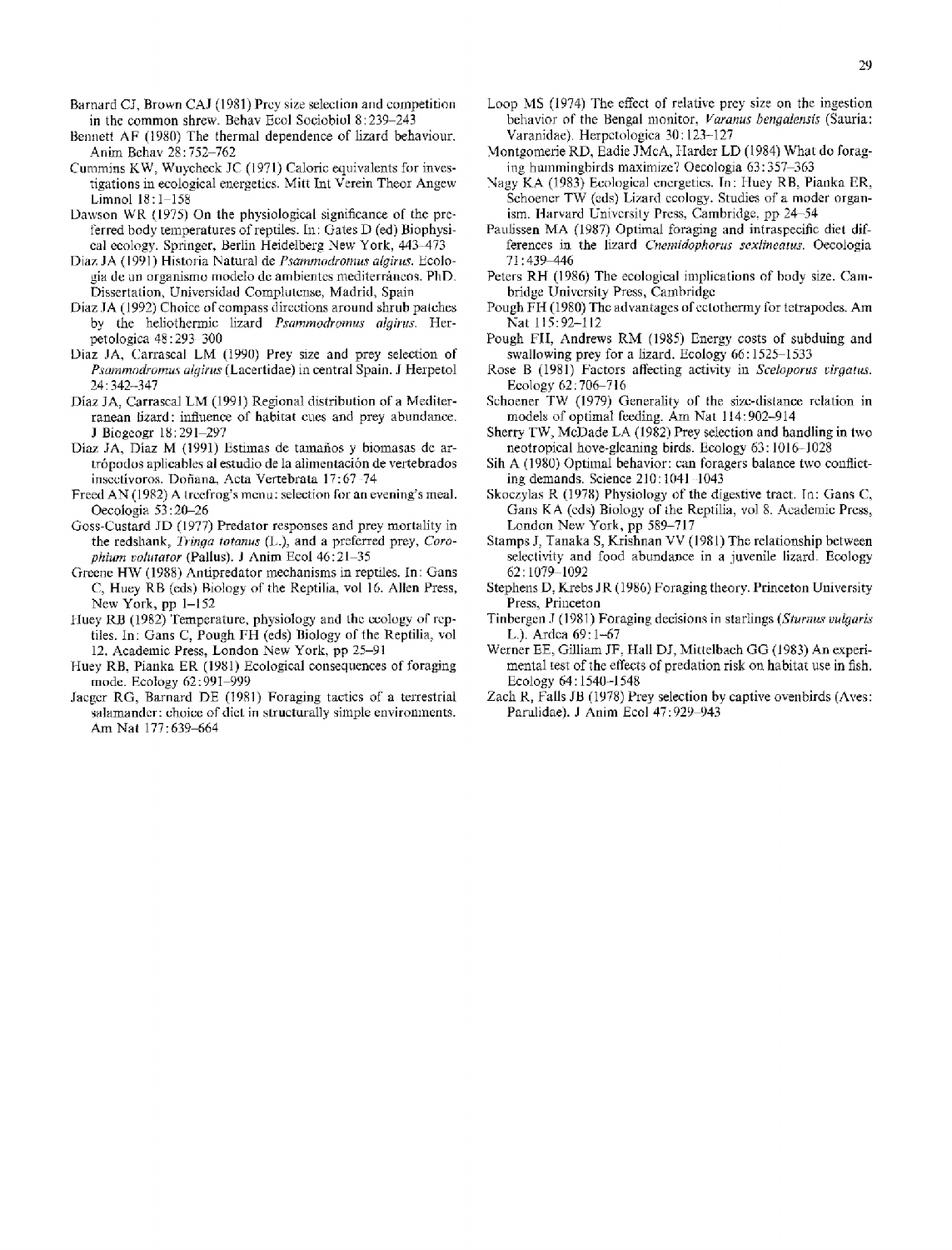Barnard CJ, Brown CAJ (1981) Prey size selection and competition in the common shrew. Behav Ecol Sociobiol 8:239–243

Bennett AF (1980) The thermal dependence of lizard behaviour. Anim Behav 28:752–762

Cummins KW, Wuycheck JC (1971) Caloric equivalents for investigations in ecological energetics. Mitt Int Verein Theor Angew Limnol 18:1–158

Dawson WR (1975) On the physiological significance of the preferred body temperatures of reptiles. In: Gates D (ed) Biophysical ecology. Springer, Berlin Heidelberg New York, 443–473

Díaz JA (1991) Historia Natural de *Psammodromus algirus*. Ecología de un organismo modelo de ambientes mediterráneos. PhD. Dissertation, Universidad Complutense, Madrid, Spain

Díaz JA (1992) Choice of compass directions around shrub patches by the heliothermic lizard *Psammodromus algirus*. Herpetologica 48:293–300

Díaz JA, Carrascal LM (1990) Prey size and prey selection of *Psammodromus algirus* (Lacertidae) in central Spain. J Herpetol 24:342–347

Díaz JA, Carrascal LM (1991) Regional distribution of a Mediterranean lizard: influence of habitat cues and prey abundance. J Biogeogr 18:291–297

Díaz JA, Díaz M (1991) Estimas de tamaños y biomasas de artrópodos aplicables al estudio de la alimentación de vertebrados insectívoros. Doñana, Acta Vertebrata 17:67–74

Freed AN (1982) A treefrog's menu: selection for an evening's meal. Oecologia 53:20–26

Goss-Custard JD (1977) Predator responses and prey mortality in the redshank, *Tringa totanus* (L.), and a preferred prey, *Corophium volutator* (Pallus). J Anim Ecol 46:21–35

Greene HW (1988) Antipredator mechanisms in reptiles. In: Gans C, Huey RB (eds) Biology of the Reptilia, vol 16. Allen Press, New York, pp 1–152

Huey RB (1982) Temperature, physiology and the ecology of reptiles. In: Gans C, Pough FH (eds) Biology of the Reptilia, vol 12. Academic Press, London New York, pp 25–91

Huey RB, Pianka ER (1981) Ecological consequences of foraging mode. Ecology 62:991–999

Jaeger RG, Barnard DE (1981) Foraging tactics of a terrestrial salamander: choice of diet in structurally simple environments. Am Nat 177:639–664

Loop MS (1974) The effect of relative prey size on the ingestion behavior of the Bengal monitor, *Varanus bengalensis* (Sauria: Varanidae). Herpetologica 30:123–127

Montgomerie RD, Eadie JMcA, Harder LD (1984) What do foraging hummingbirds maximize? Oecologia 63:357–363

Nagy KA (1983) Ecological energetics. In: Huey RB, Pianka ER, Schoener TW (eds) Lizard ecology. Studies of a moder organism. Harvard University Press, Cambridge, pp 24–54

Paulissen MA (1987) Optimal foraging and intraspecific diet differences in the lizard *Cnemidophorus sexlineatus*. Oecologia 71:439–446

Peters RH (1986) The ecological implications of body size. Cambridge University Press, Cambridge

Pough FH (1980) The advantages of ectothermy for tetrapodes. Am Nat 115:92–112

Pough FH, Andrews RM (1985) Energy costs of subduing and swallowing prey for a lizard. Ecology 66:1525–1533

Rose B (1981) Factors affecting activity in *Sceloporus virgatus*. Ecology 62:706–716

Schoener TW (1979) Generality of the size-distance relation in models of optimal feeding. Am Nat 114:902–914

Sherry TW, McDade LA (1982) Prey selection and handling in two neotropical hove-gleaning birds. Ecology 63:1016–1028

Sih A (1980) Optimal behavior: can foragers balance two conflicting demands. Science 210:1041–1043

Skoczylas R (1978) Physiology of the digestive tract. In: Gans C, Gans KA (eds) Biology of the Reptilia, vol 8. Academic Press, London New York, pp 589–717

Stamps J, Tanaka S, Krishnan VV (1981) The relationship between selectivity and food abundance in a juvenile lizard. Ecology 62:1079–1092

Stephens D, Krebs JR (1986) Foraging theory. Princeton University Press, Princeton

Tinbergen J (1981) Foraging decisions in starlings (*Sturnus vulgaris* L.). Ardea 69:1–67

Werner EE, Gilliam JF, Hall DJ, Mittelbach GG (1983) An experimental test of the effects of predation risk on habitat use in fish. Ecology 64:1540–1548

Zach R, Falls JB (1978) Prey selection by captive ovenbirds (Aves: Parulidae). J Anim Ecol 47:929–943